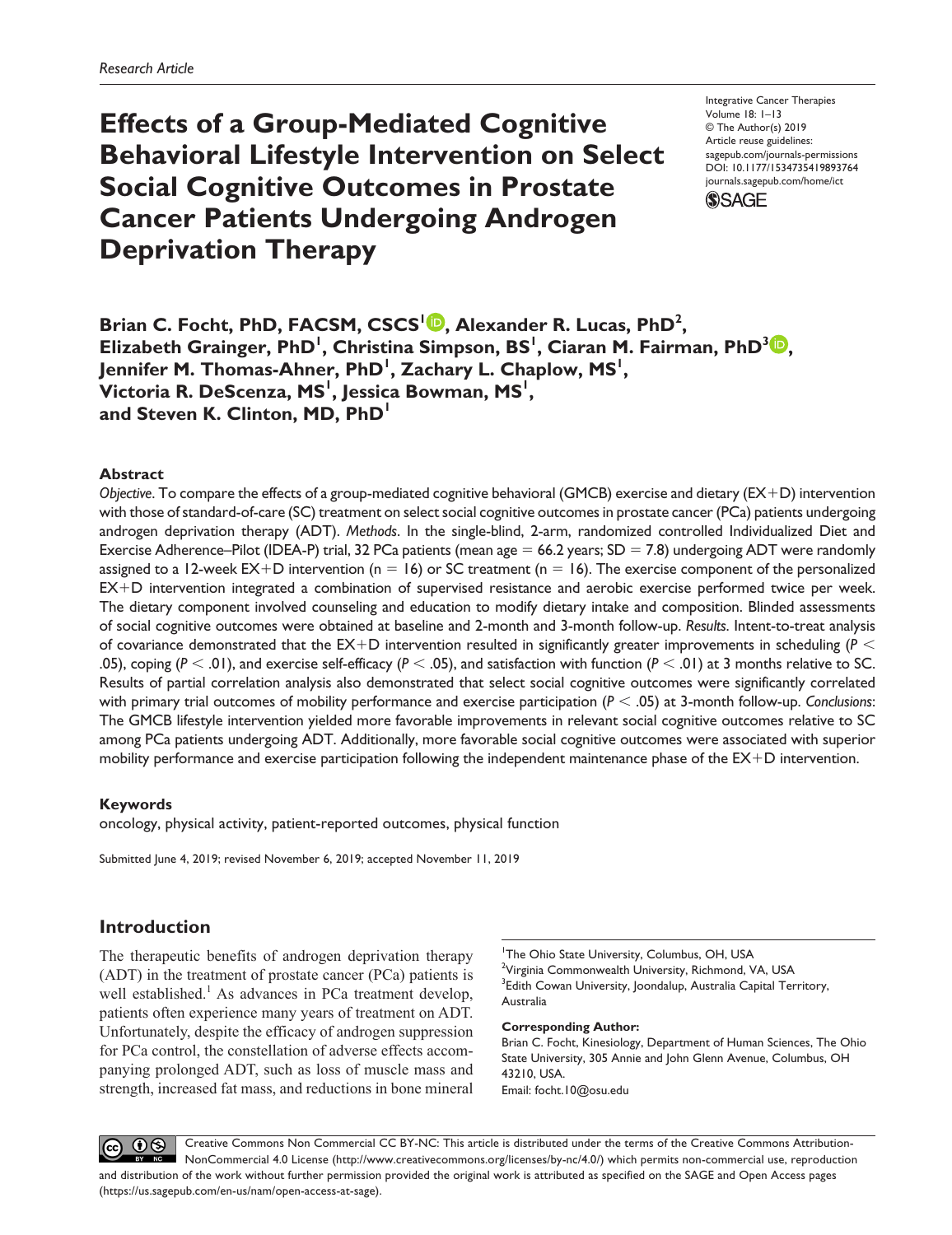*Research Article*

# Effects of a Group-Mediated Cognitive Behavioral Lifestyle Intervention on Select Social Cognitive Outcomes in Prostate Cancer Patients Undergoing Androgen Deprivation Therapy

Integrative Cancer Therapies
Volume 18: 1–13
© The Author(s) 2019
Article reuse guidelines:
sagepub.com/journals-permissions
DOI: 10.1177/1534735419893764
journals.sagepub.com/home/ict

**Brian C. Focht, PhD, FACSM, CSCS[1], Alexander R. Lucas, PhD[2], Elizabeth Grainger, PhD[1], Christina Simpson, BS[1], Ciaran M. Fairman, PhD[3], Jennifer M. Thomas-Ahner, PhD[1], Zachary L. Chaplow, MS[1], Victoria R. DeScenza, MS[1], Jessica Bowman, MS[1], and Steven K. Clinton, MD, PhD[1]**

## Abstract

*Objective*. To compare the effects of a group-mediated cognitive behavioral (GMCB) exercise and dietary (EX+D) intervention with those of standard-of-care (SC) treatment on select social cognitive outcomes in prostate cancer (PCa) patients undergoing androgen deprivation therapy (ADT). *Methods*. In the single-blind, 2-arm, randomized controlled Individualized Diet and Exercise Adherence–Pilot (IDEA-P) trial, 32 PCa patients (mean age = 66.2 years; SD = 7.8) undergoing ADT were randomly assigned to a 12-week EX+D intervention (n = 16) or SC treatment (n = 16). The exercise component of the personalized EX+D intervention integrated a combination of supervised resistance and aerobic exercise performed twice per week. The dietary component involved counseling and education to modify dietary intake and composition. Blinded assessments of social cognitive outcomes were obtained at baseline and 2-month and 3-month follow-up. *Results*. Intent-to-treat analysis of covariance demonstrated that the EX+D intervention resulted in significantly greater improvements in scheduling ($P < .05$), coping ($P < .01$), and exercise self-efficacy ($P < .05$), and satisfaction with function ($P < .01$) at 3 months relative to SC. Results of partial correlation analysis also demonstrated that select social cognitive outcomes were significantly correlated with primary trial outcomes of mobility performance and exercise participation ($P < .05$) at 3-month follow-up. *Conclusions*: The GMCB lifestyle intervention yielded more favorable improvements in relevant social cognitive outcomes relative to SC among PCa patients undergoing ADT. Additionally, more favorable social cognitive outcomes were associated with superior mobility performance and exercise participation following the independent maintenance phase of the EX+D intervention.

### Keywords

oncology, physical activity, patient-reported outcomes, physical function

Submitted June 4, 2019; revised November 6, 2019; accepted November 11, 2019

## Introduction

The therapeutic benefits of androgen deprivation therapy (ADT) in the treatment of prostate cancer (PCa) patients is well established.[1] As advances in PCa treatment develop, patients often experience many years of treatment on ADT. Unfortunately, despite the efficacy of androgen suppression for PCa control, the constellation of adverse effects accompanying prolonged ADT, such as loss of muscle mass and strength, increased fat mass, and reductions in bone mineral

[1]The Ohio State University, Columbus, OH, USA
[2]Virginia Commonwealth University, Richmond, VA, USA
[3]Edith Cowan University, Joondalup, Australia Capital Territory, Australia

**Corresponding Author:**
Brian C. Focht, Kinesiology, Department of Human Sciences, The Ohio State University, 305 Annie and John Glenn Avenue, Columbus, OH 43210, USA.
Email: focht.10@osu.edu

Creative Commons Non Commercial CC BY-NC: This article is distributed under the terms of the Creative Commons Attribution-NonCommercial 4.0 License (http://www.creativecommons.org/licenses/by-nc/4.0/) which permits non-commercial use, reproduction and distribution of the work without further permission provided the original work is attributed as specified on the SAGE and Open Access pages (https://us.sagepub.com/en-us/nam/open-access-at-sage).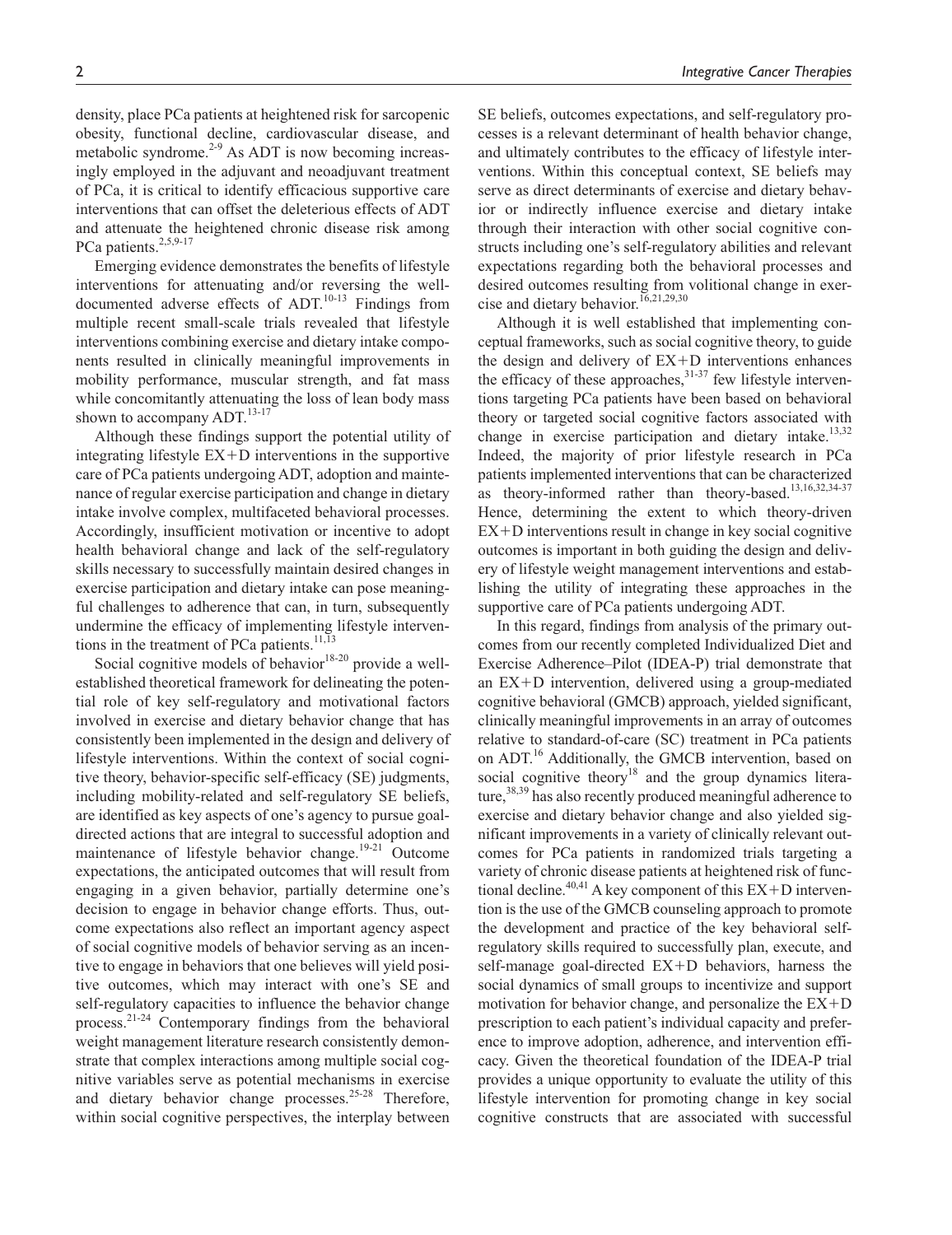density, place PCa patients at heightened risk for sarcopenic obesity, functional decline, cardiovascular disease, and metabolic syndrome.[2-9] As ADT is now becoming increasingly employed in the adjuvant and neoadjuvant treatment of PCa, it is critical to identify efficacious supportive care interventions that can offset the deleterious effects of ADT and attenuate the heightened chronic disease risk among PCa patients.[2,5,9-17]

Emerging evidence demonstrates the benefits of lifestyle interventions for attenuating and/or reversing the well-documented adverse effects of ADT.[10-13] Findings from multiple recent small-scale trials revealed that lifestyle interventions combining exercise and dietary intake components resulted in clinically meaningful improvements in mobility performance, muscular strength, and fat mass while concomitantly attenuating the loss of lean body mass shown to accompany ADT.[13-17]

Although these findings support the potential utility of integrating lifestyle EX+D interventions in the supportive care of PCa patients undergoing ADT, adoption and maintenance of regular exercise participation and change in dietary intake involve complex, multifaceted behavioral processes. Accordingly, insufficient motivation or incentive to adopt health behavioral change and lack of the self-regulatory skills necessary to successfully maintain desired changes in exercise participation and dietary intake can pose meaningful challenges to adherence that can, in turn, subsequently undermine the efficacy of implementing lifestyle interventions in the treatment of PCa patients.[11,13]

Social cognitive models of behavior[18-20] provide a well-established theoretical framework for delineating the potential role of key self-regulatory and motivational factors involved in exercise and dietary behavior change that has consistently been implemented in the design and delivery of lifestyle interventions. Within the context of social cognitive theory, behavior-specific self-efficacy (SE) judgments, including mobility-related and self-regulatory SE beliefs, are identified as key aspects of one's agency to pursue goal-directed actions that are integral to successful adoption and maintenance of lifestyle behavior change.[19-21] Outcome expectations, the anticipated outcomes that will result from engaging in a given behavior, partially determine one's decision to engage in behavior change efforts. Thus, outcome expectations also reflect an important agency aspect of social cognitive models of behavior serving as an incentive to engage in behaviors that one believes will yield positive outcomes, which may interact with one's SE and self-regulatory capacities to influence the behavior change process.[21-24] Contemporary findings from the behavioral weight management literature research consistently demonstrate that complex interactions among multiple social cognitive variables serve as potential mechanisms in exercise and dietary behavior change processes.[25-28] Therefore, within social cognitive perspectives, the interplay between SE beliefs, outcomes expectations, and self-regulatory processes is a relevant determinant of health behavior change, and ultimately contributes to the efficacy of lifestyle interventions. Within this conceptual context, SE beliefs may serve as direct determinants of exercise and dietary behavior or indirectly influence exercise and dietary intake through their interaction with other social cognitive constructs including one's self-regulatory abilities and relevant expectations regarding both the behavioral processes and desired outcomes resulting from volitional change in exercise and dietary behavior.[16,21,29,30]

Although it is well established that implementing conceptual frameworks, such as social cognitive theory, to guide the design and delivery of EX+D interventions enhances the efficacy of these approaches,[31-37] few lifestyle interventions targeting PCa patients have been based on behavioral theory or targeted social cognitive factors associated with change in exercise participation and dietary intake.[13,32] Indeed, the majority of prior lifestyle research in PCa patients implemented interventions that can be characterized as theory-informed rather than theory-based.[13,16,32,34-37] Hence, determining the extent to which theory-driven EX+D interventions result in change in key social cognitive outcomes is important in both guiding the design and delivery of lifestyle weight management interventions and establishing the utility of integrating these approaches in the supportive care of PCa patients undergoing ADT.

In this regard, findings from analysis of the primary outcomes from our recently completed Individualized Diet and Exercise Adherence–Pilot (IDEA-P) trial demonstrate that an EX+D intervention, delivered using a group-mediated cognitive behavioral (GMCB) approach, yielded significant, clinically meaningful improvements in an array of outcomes relative to standard-of-care (SC) treatment in PCa patients on ADT.[16] Additionally, the GMCB intervention, based on social cognitive theory[18] and the group dynamics literature,[38,39] has also recently produced meaningful adherence to exercise and dietary behavior change and also yielded significant improvements in a variety of clinically relevant outcomes for PCa patients in randomized trials targeting a variety of chronic disease patients at heightened risk of functional decline.[40,41] A key component of this EX+D intervention is the use of the GMCB counseling approach to promote the development and practice of the key behavioral self-regulatory skills required to successfully plan, execute, and self-manage goal-directed EX+D behaviors, harness the social dynamics of small groups to incentivize and support motivation for behavior change, and personalize the EX+D prescription to each patient's individual capacity and preference to improve adoption, adherence, and intervention efficacy. Given the theoretical foundation of the IDEA-P trial provides a unique opportunity to evaluate the utility of this lifestyle intervention for promoting change in key social cognitive constructs that are associated with successful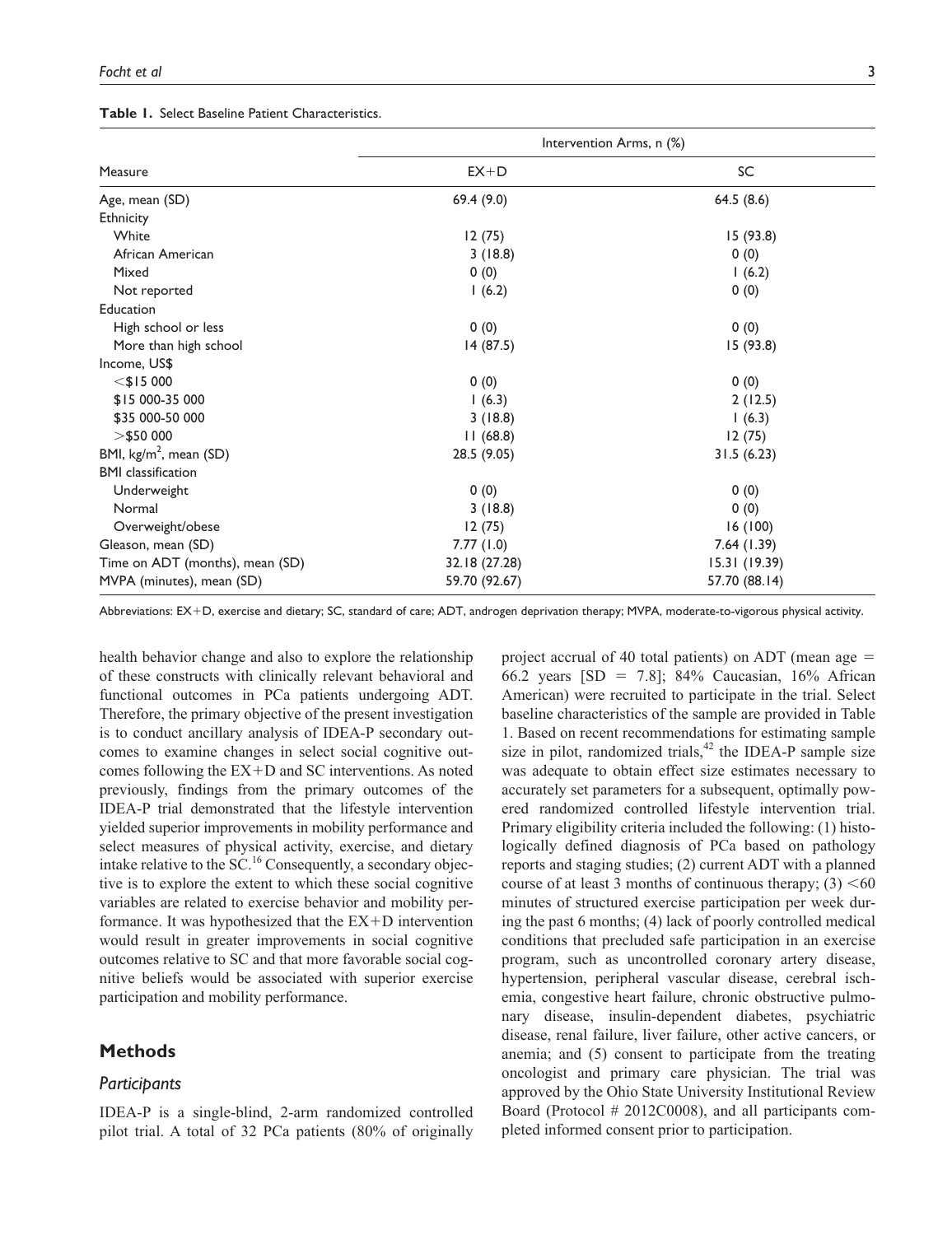**Table 1.** Select Baseline Patient Characteristics.

| Measure | Intervention Arms, n (%) | |
|---|---|---|
| | EX+D | SC |
| Age, mean (SD) | 69.4 (9.0) | 64.5 (8.6) |
| Ethnicity | | |
| White | 12 (75) | 15 (93.8) |
| African American | 3 (18.8) | 0 (0) |
| Mixed | 0 (0) | 1 (6.2) |
| Not reported | 1 (6.2) | 0 (0) |
| Education | | |
| High school or less | 0 (0) | 0 (0) |
| More than high school | 14 (87.5) | 15 (93.8) |
| Income, US$ | | |
| <$15 000 | 0 (0) | 0 (0) |
| $15 000-35 000 | 1 (6.3) | 2 (12.5) |
| $35 000-50 000 | 3 (18.8) | 1 (6.3) |
| >$50 000 | 11 (68.8) | 12 (75) |
| BMI, kg/m$^2$, mean (SD) | 28.5 (9.05) | 31.5 (6.23) |
| BMI classification | | |
| Underweight | 0 (0) | 0 (0) |
| Normal | 3 (18.8) | 0 (0) |
| Overweight/obese | 12 (75) | 16 (100) |
| Gleason, mean (SD) | 7.77 (1.0) | 7.64 (1.39) |
| Time on ADT (months), mean (SD) | 32.18 (27.28) | 15.31 (19.39) |
| MVPA (minutes), mean (SD) | 59.70 (92.67) | 57.70 (88.14) |

Abbreviations: EX+D, exercise and dietary; SC, standard of care; ADT, androgen deprivation therapy; MVPA, moderate-to-vigorous physical activity.

health behavior change and also to explore the relationship of these constructs with clinically relevant behavioral and functional outcomes in PCa patients undergoing ADT. Therefore, the primary objective of the present investigation is to conduct ancillary analysis of IDEA-P secondary outcomes to examine changes in select social cognitive outcomes following the EX+D and SC interventions. As noted previously, findings from the primary outcomes of the IDEA-P trial demonstrated that the lifestyle intervention yielded superior improvements in mobility performance and select measures of physical activity, exercise, and dietary intake relative to the SC.[16] Consequently, a secondary objective is to explore the extent to which these social cognitive variables are related to exercise behavior and mobility performance. It was hypothesized that the EX+D intervention would result in greater improvements in social cognitive outcomes relative to SC and that more favorable social cognitive beliefs would be associated with superior exercise participation and mobility performance.

## Methods

### *Participants*

IDEA-P is a single-blind, 2-arm randomized controlled pilot trial. A total of 32 PCa patients (80% of originally project accrual of 40 total patients) on ADT (mean age = 66.2 years [SD = 7.8]; 84% Caucasian, 16% African American) were recruited to participate in the trial. Select baseline characteristics of the sample are provided in Table 1. Based on recent recommendations for estimating sample size in pilot, randomized trials,[42] the IDEA-P sample size was adequate to obtain effect size estimates necessary to accurately set parameters for a subsequent, optimally powered randomized controlled lifestyle intervention trial. Primary eligibility criteria included the following: (1) histologically defined diagnosis of PCa based on pathology reports and staging studies; (2) current ADT with a planned course of at least 3 months of continuous therapy; (3) <60 minutes of structured exercise participation per week during the past 6 months; (4) lack of poorly controlled medical conditions that precluded safe participation in an exercise program, such as uncontrolled coronary artery disease, hypertension, peripheral vascular disease, cerebral ischemia, congestive heart failure, chronic obstructive pulmonary disease, insulin-dependent diabetes, psychiatric disease, renal failure, liver failure, other active cancers, or anemia; and (5) consent to participate from the treating oncologist and primary care physician. The trial was approved by the Ohio State University Institutional Review Board (Protocol # 2012C0008), and all participants completed informed consent prior to participation.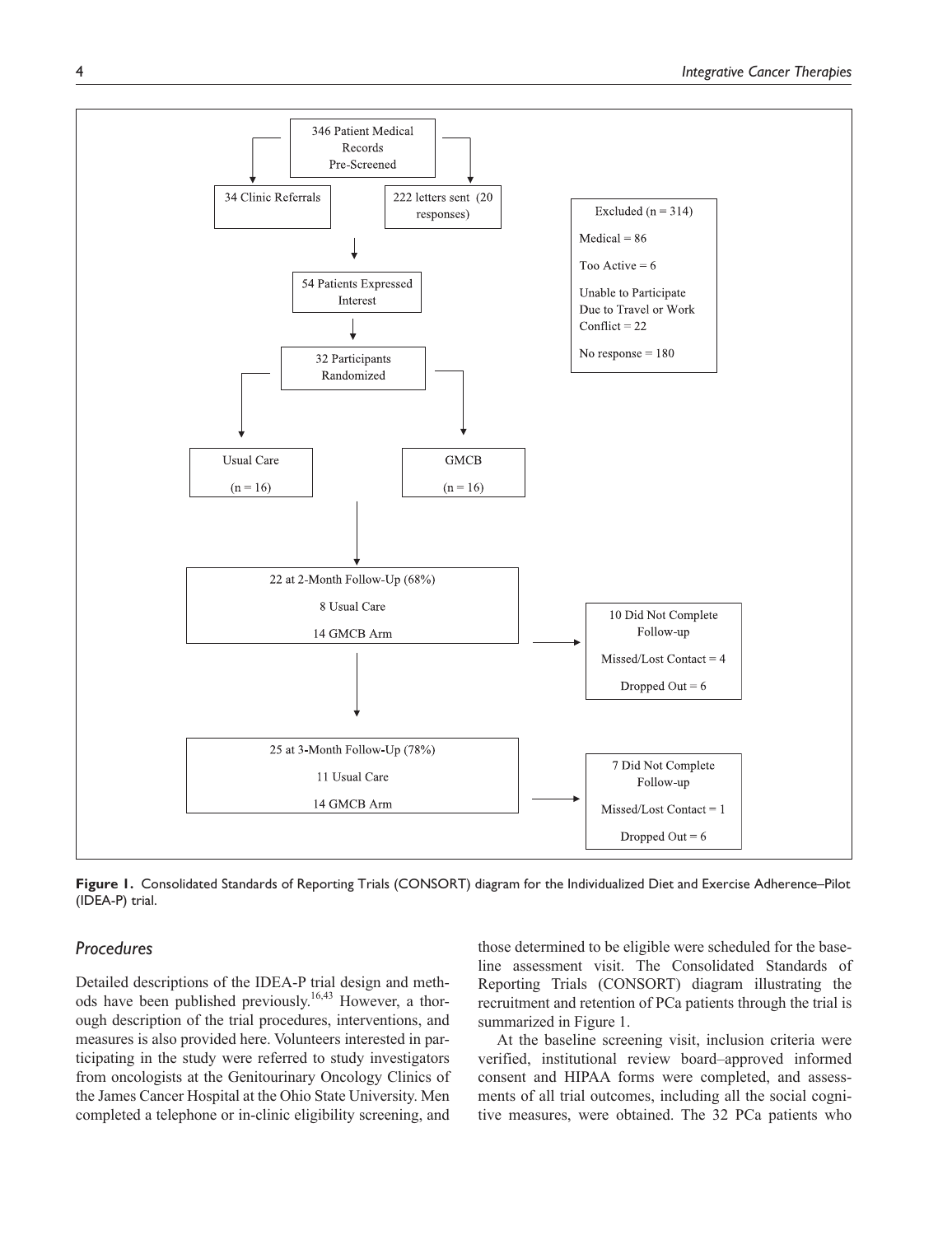346 Patient Medical Records Pre-Screened

34 Clinic Referrals

222 letters sent (20 responses)

Excluded (n = 314)

Medical = 86

Too Active = 6

Unable to Participate Due to Travel or Work Conflict = 22

No response = 180

54 Patients Expressed Interest

32 Participants Randomized

Usual Care (n = 16)

GMCB (n = 16)

22 at 2-Month Follow-Up (68%)

8 Usual Care

14 GMCB Arm

10 Did Not Complete Follow-up

Missed/Lost Contact = 4

Dropped Out = 6

25 at 3-Month Follow-Up (78%)

11 Usual Care

14 GMCB Arm

7 Did Not Complete Follow-up

Missed/Lost Contact = 1

Dropped Out = 6

**Figure 1.** Consolidated Standards of Reporting Trials (CONSORT) diagram for the Individualized Diet and Exercise Adherence–Pilot (IDEA-P) trial.

## *Procedures*

Detailed descriptions of the IDEA-P trial design and methods have been published previously.[16,43] However, a thorough description of the trial procedures, interventions, and measures is also provided here. Volunteers interested in participating in the study were referred to study investigators from oncologists at the Genitourinary Oncology Clinics of the James Cancer Hospital at the Ohio State University. Men completed a telephone or in-clinic eligibility screening, and those determined to be eligible were scheduled for the baseline assessment visit. The Consolidated Standards of Reporting Trials (CONSORT) diagram illustrating the recruitment and retention of PCa patients through the trial is summarized in Figure 1.

At the baseline screening visit, inclusion criteria were verified, institutional review board–approved informed consent and HIPAA forms were completed, and assessments of all trial outcomes, including all the social cognitive measures, were obtained. The 32 PCa patients who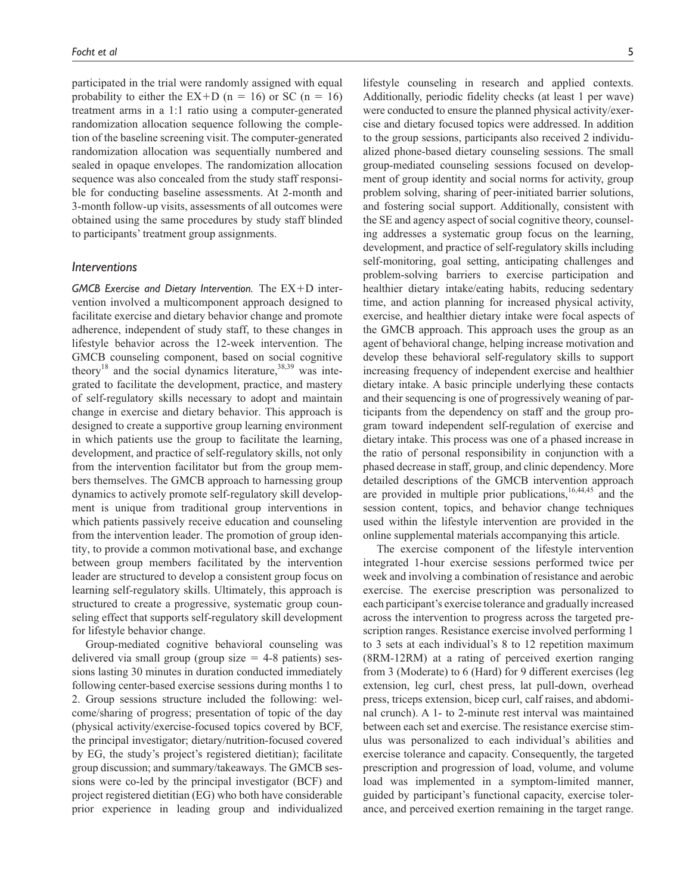participated in the trial were randomly assigned with equal probability to either the EX+D (n = 16) or SC (n = 16) treatment arms in a 1:1 ratio using a computer-generated randomization allocation sequence following the completion of the baseline screening visit. The computer-generated randomization allocation was sequentially numbered and sealed in opaque envelopes. The randomization allocation sequence was also concealed from the study staff responsible for conducting baseline assessments. At 2-month and 3-month follow-up visits, assessments of all outcomes were obtained using the same procedures by study staff blinded to participants' treatment group assignments.

## *Interventions*

***GMCB Exercise and Dietary Intervention.*** The EX+D intervention involved a multicomponent approach designed to facilitate exercise and dietary behavior change and promote adherence, independent of study staff, to these changes in lifestyle behavior across the 12-week intervention. The GMCB counseling component, based on social cognitive theory[18] and the social dynamics literature,[38,39] was integrated to facilitate the development, practice, and mastery of self-regulatory skills necessary to adopt and maintain change in exercise and dietary behavior. This approach is designed to create a supportive group learning environment in which patients use the group to facilitate the learning, development, and practice of self-regulatory skills, not only from the intervention facilitator but from the group members themselves. The GMCB approach to harnessing group dynamics to actively promote self-regulatory skill development is unique from traditional group interventions in which patients passively receive education and counseling from the intervention leader. The promotion of group identity, to provide a common motivational base, and exchange between group members facilitated by the intervention leader are structured to develop a consistent group focus on learning self-regulatory skills. Ultimately, this approach is structured to create a progressive, systematic group counseling effect that supports self-regulatory skill development for lifestyle behavior change.

Group-mediated cognitive behavioral counseling was delivered via small group (group size = 4-8 patients) sessions lasting 30 minutes in duration conducted immediately following center-based exercise sessions during months 1 to 2. Group sessions structure included the following: welcome/sharing of progress; presentation of topic of the day (physical activity/exercise-focused topics covered by BCF, the principal investigator; dietary/nutrition-focused covered by EG, the study's project's registered dietitian); facilitate group discussion; and summary/takeaways. The GMCB sessions were co-led by the principal investigator (BCF) and project registered dietitian (EG) who both have considerable prior experience in leading group and individualized lifestyle counseling in research and applied contexts. Additionally, periodic fidelity checks (at least 1 per wave) were conducted to ensure the planned physical activity/exercise and dietary focused topics were addressed. In addition to the group sessions, participants also received 2 individualized phone-based dietary counseling sessions. The small group-mediated counseling sessions focused on development of group identity and social norms for activity, group problem solving, sharing of peer-initiated barrier solutions, and fostering social support. Additionally, consistent with the SE and agency aspect of social cognitive theory, counseling addresses a systematic group focus on the learning, development, and practice of self-regulatory skills including self-monitoring, goal setting, anticipating challenges and problem-solving barriers to exercise participation and healthier dietary intake/eating habits, reducing sedentary time, and action planning for increased physical activity, exercise, and healthier dietary intake were focal aspects of the GMCB approach. This approach uses the group as an agent of behavioral change, helping increase motivation and develop these behavioral self-regulatory skills to support increasing frequency of independent exercise and healthier dietary intake. A basic principle underlying these contacts and their sequencing is one of progressively weaning of participants from the dependency on staff and the group program toward independent self-regulation of exercise and dietary intake. This process was one of a phased increase in the ratio of personal responsibility in conjunction with a phased decrease in staff, group, and clinic dependency. More detailed descriptions of the GMCB intervention approach are provided in multiple prior publications,[16,44,45] and the session content, topics, and behavior change techniques used within the lifestyle intervention are provided in the online supplemental materials accompanying this article.

The exercise component of the lifestyle intervention integrated 1-hour exercise sessions performed twice per week and involving a combination of resistance and aerobic exercise. The exercise prescription was personalized to each participant's exercise tolerance and gradually increased across the intervention to progress across the targeted prescription ranges. Resistance exercise involved performing 1 to 3 sets at each individual's 8 to 12 repetition maximum (8RM-12RM) at a rating of perceived exertion ranging from 3 (Moderate) to 6 (Hard) for 9 different exercises (leg extension, leg curl, chest press, lat pull-down, overhead press, triceps extension, bicep curl, calf raises, and abdominal crunch). A 1- to 2-minute rest interval was maintained between each set and exercise. The resistance exercise stimulus was personalized to each individual's abilities and exercise tolerance and capacity. Consequently, the targeted prescription and progression of load, volume, and volume load was implemented in a symptom-limited manner, guided by participant's functional capacity, exercise tolerance, and perceived exertion remaining in the target range.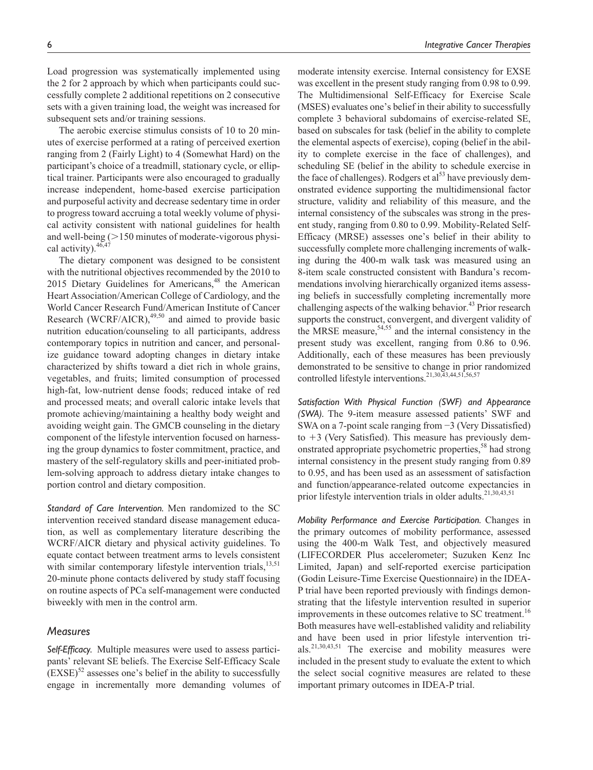Load progression was systematically implemented using the 2 for 2 approach by which when participants could successfully complete 2 additional repetitions on 2 consecutive sets with a given training load, the weight was increased for subsequent sets and/or training sessions.

The aerobic exercise stimulus consists of 10 to 20 minutes of exercise performed at a rating of perceived exertion ranging from 2 (Fairly Light) to 4 (Somewhat Hard) on the participant's choice of a treadmill, stationary cycle, or elliptical trainer. Participants were also encouraged to gradually increase independent, home-based exercise participation and purposeful activity and decrease sedentary time in order to progress toward accruing a total weekly volume of physical activity consistent with national guidelines for health and well-being (>150 minutes of moderate-vigorous physical activity).[46,47]

The dietary component was designed to be consistent with the nutritional objectives recommended by the 2010 to 2015 Dietary Guidelines for Americans,[48] the American Heart Association/American College of Cardiology, and the World Cancer Research Fund/American Institute of Cancer Research (WCRF/AICR),[49,50] and aimed to provide basic nutrition education/counseling to all participants, address contemporary topics in nutrition and cancer, and personalize guidance toward adopting changes in dietary intake characterized by shifts toward a diet rich in whole grains, vegetables, and fruits; limited consumption of processed high-fat, low-nutrient dense foods; reduced intake of red and processed meats; and overall caloric intake levels that promote achieving/maintaining a healthy body weight and avoiding weight gain. The GMCB counseling in the dietary component of the lifestyle intervention focused on harnessing the group dynamics to foster commitment, practice, and mastery of the self-regulatory skills and peer-initiated problem-solving approach to address dietary intake changes to portion control and dietary composition.

*Standard of Care Intervention.* Men randomized to the SC intervention received standard disease management education, as well as complementary literature describing the WCRF/AICR dietary and physical activity guidelines. To equate contact between treatment arms to levels consistent with similar contemporary lifestyle intervention trials,[13,51] 20-minute phone contacts delivered by study staff focusing on routine aspects of PCa self-management were conducted biweekly with men in the control arm.

## Measures

*Self-Efficacy.* Multiple measures were used to assess participants' relevant SE beliefs. The Exercise Self-Efficacy Scale (EXSE)[52] assesses one's belief in the ability to successfully engage in incrementally more demanding volumes of moderate intensity exercise. Internal consistency for EXSE was excellent in the present study ranging from 0.98 to 0.99. The Multidimensional Self-Efficacy for Exercise Scale (MSES) evaluates one's belief in their ability to successfully complete 3 behavioral subdomains of exercise-related SE, based on subscales for task (belief in the ability to complete the elemental aspects of exercise), coping (belief in the ability to complete exercise in the face of challenges), and scheduling SE (belief in the ability to schedule exercise in the face of challenges). Rodgers et al[53] have previously demonstrated evidence supporting the multidimensional factor structure, validity and reliability of this measure, and the internal consistency of the subscales was strong in the present study, ranging from 0.80 to 0.99. Mobility-Related Self-Efficacy (MRSE) assesses one's belief in their ability to successfully complete more challenging increments of walking during the 400-m walk task was measured using an 8-item scale constructed consistent with Bandura's recommendations involving hierarchically organized items assessing beliefs in successfully completing incrementally more challenging aspects of the walking behavior.[43] Prior research supports the construct, convergent, and divergent validity of the MRSE measure,[54,55] and the internal consistency in the present study was excellent, ranging from 0.86 to 0.96. Additionally, each of these measures has been previously demonstrated to be sensitive to change in prior randomized controlled lifestyle interventions.[21,30,43,44,51,56,57]

*Satisfaction With Physical Function (SWF) and Appearance (SWA).* The 9-item measure assessed patients' SWF and SWA on a 7-point scale ranging from −3 (Very Dissatisfied) to +3 (Very Satisfied). This measure has previously demonstrated appropriate psychometric properties,[58] had strong internal consistency in the present study ranging from 0.89 to 0.95, and has been used as an assessment of satisfaction and function/appearance-related outcome expectancies in prior lifestyle intervention trials in older adults.[21,30,43,51]

*Mobility Performance and Exercise Participation.* Changes in the primary outcomes of mobility performance, assessed using the 400-m Walk Test, and objectively measured (LIFECORDER Plus accelerometer; Suzuken Kenz Inc Limited, Japan) and self-reported exercise participation (Godin Leisure-Time Exercise Questionnaire) in the IDEA-P trial have been reported previously with findings demonstrating that the lifestyle intervention resulted in superior improvements in these outcomes relative to SC treatment.[16] Both measures have well-established validity and reliability and have been used in prior lifestyle intervention trials.[21,30,43,51] The exercise and mobility measures were included in the present study to evaluate the extent to which the select social cognitive measures are related to these important primary outcomes in IDEA-P trial.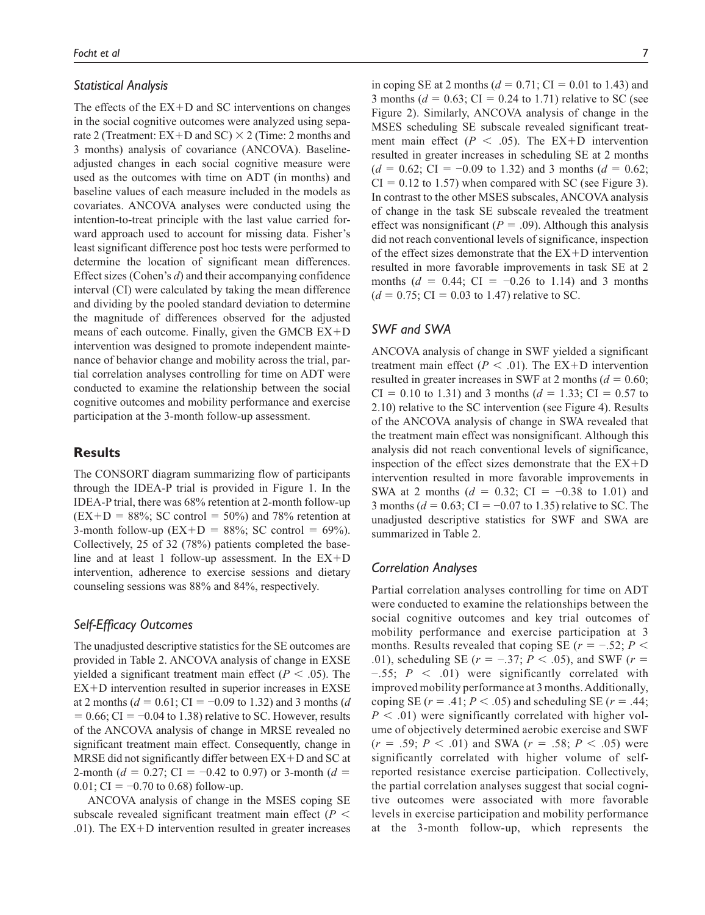### Statistical Analysis

The effects of the EX+D and SC interventions on changes in the social cognitive outcomes were analyzed using separate 2 (Treatment: EX+D and SC) × 2 (Time: 2 months and 3 months) analysis of covariance (ANCOVA). Baseline-adjusted changes in each social cognitive measure were used as the outcomes with time on ADT (in months) and baseline values of each measure included in the models as covariates. ANCOVA analyses were conducted using the intention-to-treat principle with the last value carried forward approach used to account for missing data. Fisher's least significant difference post hoc tests were performed to determine the location of significant mean differences. Effect sizes (Cohen's $d$) and their accompanying confidence interval (CI) were calculated by taking the mean difference and dividing by the pooled standard deviation to determine the magnitude of differences observed for the adjusted means of each outcome. Finally, given the GMCB EX+D intervention was designed to promote independent maintenance of behavior change and mobility across the trial, partial correlation analyses controlling for time on ADT were conducted to examine the relationship between the social cognitive outcomes and mobility performance and exercise participation at the 3-month follow-up assessment.

## Results

The CONSORT diagram summarizing flow of participants through the IDEA-P trial is provided in Figure 1. In the IDEA-P trial, there was 68% retention at 2-month follow-up (EX+D = 88%; SC control = 50%) and 78% retention at 3-month follow-up (EX+D = 88%; SC control = 69%). Collectively, 25 of 32 (78%) patients completed the baseline and at least 1 follow-up assessment. In the EX+D intervention, adherence to exercise sessions and dietary counseling sessions was 88% and 84%, respectively.

### Self-Efficacy Outcomes

The unadjusted descriptive statistics for the SE outcomes are provided in Table 2. ANCOVA analysis of change in EXSE yielded a significant treatment main effect ($P < .05$). The EX+D intervention resulted in superior increases in EXSE at 2 months ($d = 0.61$; CI = −0.09 to 1.32) and 3 months ($d = 0.66$; CI = −0.04 to 1.38) relative to SC. However, results of the ANCOVA analysis of change in MRSE revealed no significant treatment main effect. Consequently, change in MRSE did not significantly differ between EX+D and SC at 2-month ($d = 0.27$; CI = −0.42 to 0.97) or 3-month ($d = 0.01$; CI = −0.70 to 0.68) follow-up.

ANCOVA analysis of change in the MSES coping SE subscale revealed significant treatment main effect ($P < .01$). The EX+D intervention resulted in greater increases in coping SE at 2 months ($d = 0.71$; CI = 0.01 to 1.43) and 3 months ($d = 0.63$; CI = 0.24 to 1.71) relative to SC (see Figure 2). Similarly, ANCOVA analysis of change in the MSES scheduling SE subscale revealed significant treatment main effect ($P < .05$). The EX+D intervention resulted in greater increases in scheduling SE at 2 months ($d = 0.62$; CI = −0.09 to 1.32) and 3 months ($d = 0.62$; CI = 0.12 to 1.57) when compared with SC (see Figure 3). In contrast to the other MSES subscales, ANCOVA analysis of change in the task SE subscale revealed the treatment effect was nonsignificant ($P = .09$). Although this analysis did not reach conventional levels of significance, inspection of the effect sizes demonstrate that the EX+D intervention resulted in more favorable improvements in task SE at 2 months ($d = 0.44$; CI = −0.26 to 1.14) and 3 months ($d = 0.75$; CI = 0.03 to 1.47) relative to SC.

### SWF and SWA

ANCOVA analysis of change in SWF yielded a significant treatment main effect ($P < .01$). The EX+D intervention resulted in greater increases in SWF at 2 months ($d = 0.60$; CI = 0.10 to 1.31) and 3 months ($d = 1.33$; CI = 0.57 to 2.10) relative to the SC intervention (see Figure 4). Results of the ANCOVA analysis of change in SWA revealed that the treatment main effect was nonsignificant. Although this analysis did not reach conventional levels of significance, inspection of the effect sizes demonstrate that the EX+D intervention resulted in more favorable improvements in SWA at 2 months ($d = 0.32$; CI = −0.38 to 1.01) and 3 months ($d = 0.63$; CI = −0.07 to 1.35) relative to SC. The unadjusted descriptive statistics for SWF and SWA are summarized in Table 2.

### Correlation Analyses

Partial correlation analyses controlling for time on ADT were conducted to examine the relationships between the social cognitive outcomes and key trial outcomes of mobility performance and exercise participation at 3 months. Results revealed that coping SE ($r = -.52$; $P < .01$), scheduling SE ($r = -.37$; $P < .05$), and SWF ($r = -.55$; $P < .01$) were significantly correlated with improved mobility performance at 3 months. Additionally, coping SE ($r = .41$; $P < .05$) and scheduling SE ($r = .44$; $P < .01$) were significantly correlated with higher volume of objectively determined aerobic exercise and SWF ($r = .59$; $P < .01$) and SWA ($r = .58$; $P < .05$) were significantly correlated with higher volume of self-reported resistance exercise participation. Collectively, the partial correlation analyses suggest that social cognitive outcomes were associated with more favorable levels in exercise participation and mobility performance at the 3-month follow-up, which represents the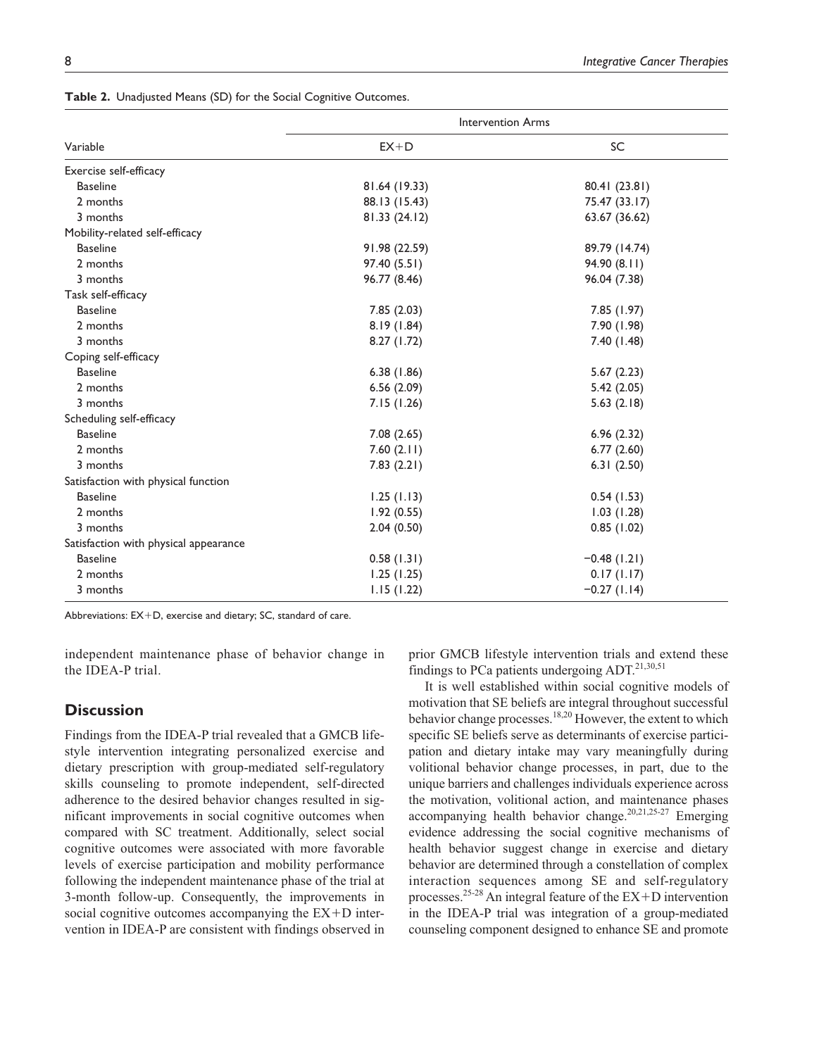**Table 2.** Unadjusted Means (SD) for the Social Cognitive Outcomes.

| Variable | Intervention Arms | |
|---|---|---|
| | EX+D | SC |
| Exercise self-efficacy | | |
| Baseline | 81.64 (19.33) | 80.41 (23.81) |
| 2 months | 88.13 (15.43) | 75.47 (33.17) |
| 3 months | 81.33 (24.12) | 63.67 (36.62) |
| Mobility-related self-efficacy | | |
| Baseline | 91.98 (22.59) | 89.79 (14.74) |
| 2 months | 97.40 (5.51) | 94.90 (8.11) |
| 3 months | 96.77 (8.46) | 96.04 (7.38) |
| Task self-efficacy | | |
| Baseline | 7.85 (2.03) | 7.85 (1.97) |
| 2 months | 8.19 (1.84) | 7.90 (1.98) |
| 3 months | 8.27 (1.72) | 7.40 (1.48) |
| Coping self-efficacy | | |
| Baseline | 6.38 (1.86) | 5.67 (2.23) |
| 2 months | 6.56 (2.09) | 5.42 (2.05) |
| 3 months | 7.15 (1.26) | 5.63 (2.18) |
| Scheduling self-efficacy | | |
| Baseline | 7.08 (2.65) | 6.96 (2.32) |
| 2 months | 7.60 (2.11) | 6.77 (2.60) |
| 3 months | 7.83 (2.21) | 6.31 (2.50) |
| Satisfaction with physical function | | |
| Baseline | 1.25 (1.13) | 0.54 (1.53) |
| 2 months | 1.92 (0.55) | 1.03 (1.28) |
| 3 months | 2.04 (0.50) | 0.85 (1.02) |
| Satisfaction with physical appearance | | |
| Baseline | 0.58 (1.31) | −0.48 (1.21) |
| 2 months | 1.25 (1.25) | 0.17 (1.17) |
| 3 months | 1.15 (1.22) | −0.27 (1.14) |

Abbreviations: EX+D, exercise and dietary; SC, standard of care.

independent maintenance phase of behavior change in the IDEA-P trial.

## Discussion

Findings from the IDEA-P trial revealed that a GMCB lifestyle intervention integrating personalized exercise and dietary prescription with group-mediated self-regulatory skills counseling to promote independent, self-directed adherence to the desired behavior changes resulted in significant improvements in social cognitive outcomes when compared with SC treatment. Additionally, select social cognitive outcomes were associated with more favorable levels of exercise participation and mobility performance following the independent maintenance phase of the trial at 3-month follow-up. Consequently, the improvements in social cognitive outcomes accompanying the EX+D intervention in IDEA-P are consistent with findings observed in prior GMCB lifestyle intervention trials and extend these findings to PCa patients undergoing ADT.[21,30,51]

It is well established within social cognitive models of motivation that SE beliefs are integral throughout successful behavior change processes.[18,20] However, the extent to which specific SE beliefs serve as determinants of exercise participation and dietary intake may vary meaningfully during volitional behavior change processes, in part, due to the unique barriers and challenges individuals experience across the motivation, volitional action, and maintenance phases accompanying health behavior change.[20,21,25-27] Emerging evidence addressing the social cognitive mechanisms of health behavior suggest change in exercise and dietary behavior are determined through a constellation of complex interaction sequences among SE and self-regulatory processes.[25-28] An integral feature of the EX+D intervention in the IDEA-P trial was integration of a group-mediated counseling component designed to enhance SE and promote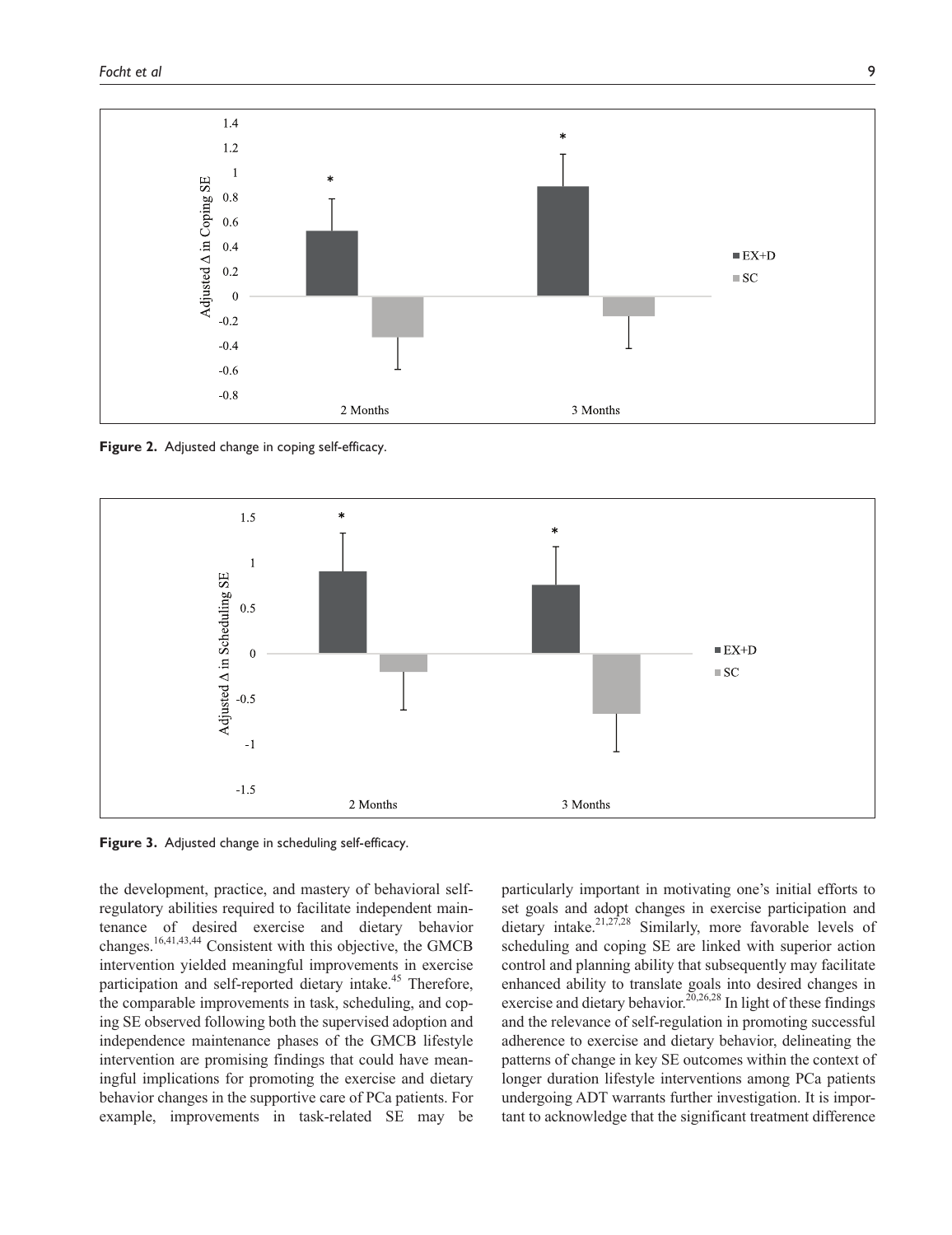**Figure 2.** Adjusted change in coping self-efficacy.

**Figure 3.** Adjusted change in scheduling self-efficacy.

the development, practice, and mastery of behavioral self-regulatory abilities required to facilitate independent maintenance of desired exercise and dietary behavior changes.[16,41,43,44] Consistent with this objective, the GMCB intervention yielded meaningful improvements in exercise participation and self-reported dietary intake.[45] Therefore, the comparable improvements in task, scheduling, and coping SE observed following both the supervised adoption and independence maintenance phases of the GMCB lifestyle intervention are promising findings that could have meaningful implications for promoting the exercise and dietary behavior changes in the supportive care of PCa patients. For example, improvements in task-related SE may be particularly important in motivating one's initial efforts to set goals and adopt changes in exercise participation and dietary intake.[21,27,28] Similarly, more favorable levels of scheduling and coping SE are linked with superior action control and planning ability that subsequently may facilitate enhanced ability to translate goals into desired changes in exercise and dietary behavior.[20,26,28] In light of these findings and the relevance of self-regulation in promoting successful adherence to exercise and dietary behavior, delineating the patterns of change in key SE outcomes within the context of longer duration lifestyle interventions among PCa patients undergoing ADT warrants further investigation. It is important to acknowledge that the significant treatment difference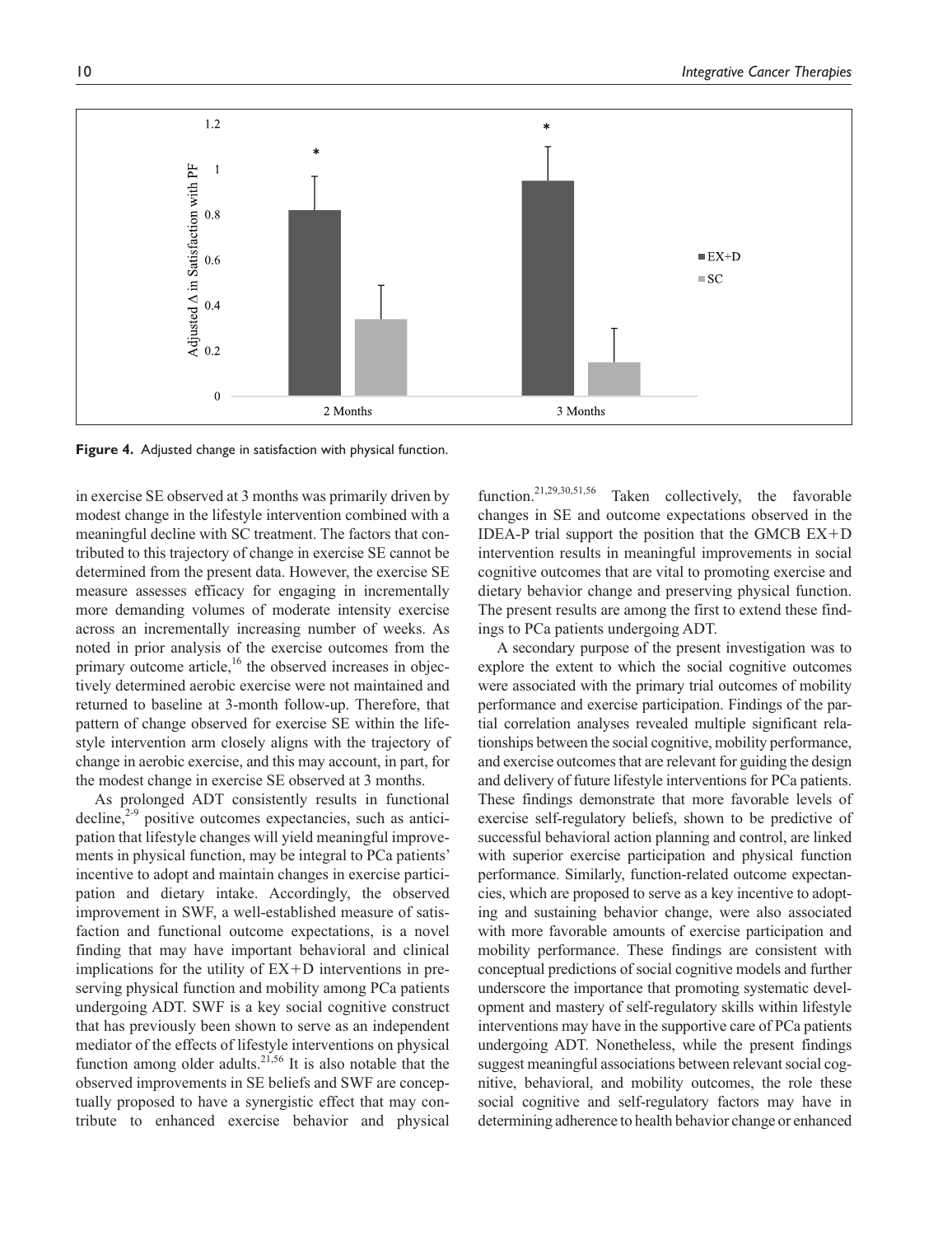**Figure 4.** Adjusted change in satisfaction with physical function.

in exercise SE observed at 3 months was primarily driven by modest change in the lifestyle intervention combined with a meaningful decline with SC treatment. The factors that contributed to this trajectory of change in exercise SE cannot be determined from the present data. However, the exercise SE measure assesses efficacy for engaging in incrementally more demanding volumes of moderate intensity exercise across an incrementally increasing number of weeks. As noted in prior analysis of the exercise outcomes from the primary outcome article,[16] the observed increases in objectively determined aerobic exercise were not maintained and returned to baseline at 3-month follow-up. Therefore, that pattern of change observed for exercise SE within the lifestyle intervention arm closely aligns with the trajectory of change in aerobic exercise, and this may account, in part, for the modest change in exercise SE observed at 3 months.

As prolonged ADT consistently results in functional decline,[2-9] positive outcomes expectancies, such as anticipation that lifestyle changes will yield meaningful improvements in physical function, may be integral to PCa patients' incentive to adopt and maintain changes in exercise participation and dietary intake. Accordingly, the observed improvement in SWF, a well-established measure of satisfaction and functional outcome expectations, is a novel finding that may have important behavioral and clinical implications for the utility of EX+D interventions in preserving physical function and mobility among PCa patients undergoing ADT. SWF is a key social cognitive construct that has previously been shown to serve as an independent mediator of the effects of lifestyle interventions on physical function among older adults.[21,56] It is also notable that the observed improvements in SE beliefs and SWF are conceptually proposed to have a synergistic effect that may contribute to enhanced exercise behavior and physical function.[21,29,30,51,56] Taken collectively, the favorable changes in SE and outcome expectations observed in the IDEA-P trial support the position that the GMCB EX+D intervention results in meaningful improvements in social cognitive outcomes that are vital to promoting exercise and dietary behavior change and preserving physical function. The present results are among the first to extend these findings to PCa patients undergoing ADT.

A secondary purpose of the present investigation was to explore the extent to which the social cognitive outcomes were associated with the primary trial outcomes of mobility performance and exercise participation. Findings of the partial correlation analyses revealed multiple significant relationships between the social cognitive, mobility performance, and exercise outcomes that are relevant for guiding the design and delivery of future lifestyle interventions for PCa patients. These findings demonstrate that more favorable levels of exercise self-regulatory beliefs, shown to be predictive of successful behavioral action planning and control, are linked with superior exercise participation and physical function performance. Similarly, function-related outcome expectancies, which are proposed to serve as a key incentive to adopting and sustaining behavior change, were also associated with more favorable amounts of exercise participation and mobility performance. These findings are consistent with conceptual predictions of social cognitive models and further underscore the importance that promoting systematic development and mastery of self-regulatory skills within lifestyle interventions may have in the supportive care of PCa patients undergoing ADT. Nonetheless, while the present findings suggest meaningful associations between relevant social cognitive, behavioral, and mobility outcomes, the role these social cognitive and self-regulatory factors may have in determining adherence to health behavior change or enhanced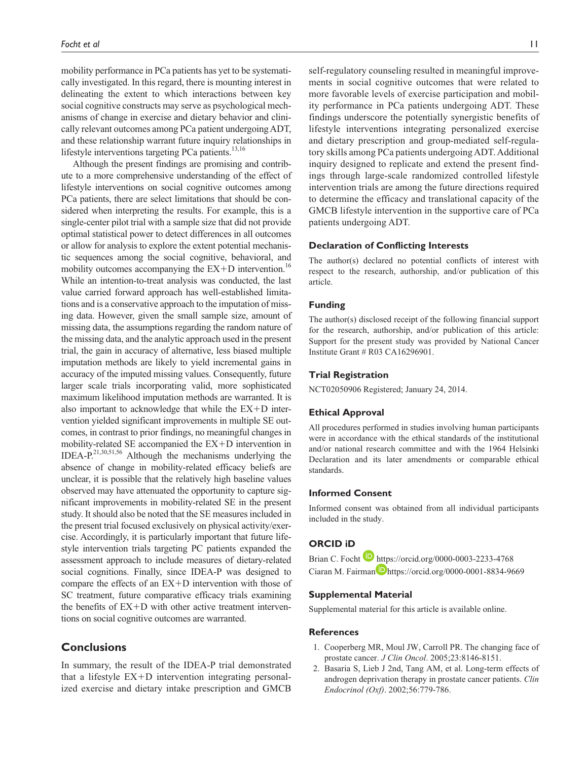mobility performance in PCa patients has yet to be systematically investigated. In this regard, there is mounting interest in delineating the extent to which interactions between key social cognitive constructs may serve as psychological mechanisms of change in exercise and dietary behavior and clinically relevant outcomes among PCa patient undergoing ADT, and these relationship warrant future inquiry relationships in lifestyle interventions targeting PCa patients.[13,16]

Although the present findings are promising and contribute to a more comprehensive understanding of the effect of lifestyle interventions on social cognitive outcomes among PCa patients, there are select limitations that should be considered when interpreting the results. For example, this is a single-center pilot trial with a sample size that did not provide optimal statistical power to detect differences in all outcomes or allow for analysis to explore the extent potential mechanistic sequences among the social cognitive, behavioral, and mobility outcomes accompanying the EX+D intervention.[16] While an intention-to-treat analysis was conducted, the last value carried forward approach has well-established limitations and is a conservative approach to the imputation of missing data. However, given the small sample size, amount of missing data, the assumptions regarding the random nature of the missing data, and the analytic approach used in the present trial, the gain in accuracy of alternative, less biased multiple imputation methods are likely to yield incremental gains in accuracy of the imputed missing values. Consequently, future larger scale trials incorporating valid, more sophisticated maximum likelihood imputation methods are warranted. It is also important to acknowledge that while the EX+D intervention yielded significant improvements in multiple SE outcomes, in contrast to prior findings, no meaningful changes in mobility-related SE accompanied the EX+D intervention in IDEA-P.[21,30,51,56] Although the mechanisms underlying the absence of change in mobility-related efficacy beliefs are unclear, it is possible that the relatively high baseline values observed may have attenuated the opportunity to capture significant improvements in mobility-related SE in the present study. It should also be noted that the SE measures included in the present trial focused exclusively on physical activity/exercise. Accordingly, it is particularly important that future lifestyle intervention trials targeting PC patients expanded the assessment approach to include measures of dietary-related social cognitions. Finally, since IDEA-P was designed to compare the effects of an EX+D intervention with those of SC treatment, future comparative efficacy trials examining the benefits of EX+D with other active treatment interventions on social cognitive outcomes are warranted.

## Conclusions

In summary, the result of the IDEA-P trial demonstrated that a lifestyle EX+D intervention integrating personalized exercise and dietary intake prescription and GMCB self-regulatory counseling resulted in meaningful improvements in social cognitive outcomes that were related to more favorable levels of exercise participation and mobility performance in PCa patients undergoing ADT. These findings underscore the potentially synergistic benefits of lifestyle interventions integrating personalized exercise and dietary prescription and group-mediated self-regulatory skills among PCa patients undergoing ADT. Additional inquiry designed to replicate and extend the present findings through large-scale randomized controlled lifestyle intervention trials are among the future directions required to determine the efficacy and translational capacity of the GMCB lifestyle intervention in the supportive care of PCa patients undergoing ADT.

### Declaration of Conflicting Interests

The author(s) declared no potential conflicts of interest with respect to the research, authorship, and/or publication of this article.

### Funding

The author(s) disclosed receipt of the following financial support for the research, authorship, and/or publication of this article: Support for the present study was provided by National Cancer Institute Grant # R03 CA16296901.

### Trial Registration

NCT02050906 Registered; January 24, 2014.

### Ethical Approval

All procedures performed in studies involving human participants were in accordance with the ethical standards of the institutional and/or national research committee and with the 1964 Helsinki Declaration and its later amendments or comparable ethical standards.

### Informed Consent

Informed consent was obtained from all individual participants included in the study.

### ORCID iD

Brian C. Focht https://orcid.org/0000-0003-2233-4768
Ciaran M. Fairman https://orcid.org/0000-0001-8834-9669

### Supplemental Material

Supplemental material for this article is available online.

### References

1. Cooperberg MR, Moul JW, Carroll PR. The changing face of prostate cancer. *J Clin Oncol*. 2005;23:8146-8151.
2. Basaria S, Lieb J 2nd, Tang AM, et al. Long-term effects of androgen deprivation therapy in prostate cancer patients. *Clin Endocrinol (Oxf)*. 2002;56:779-786.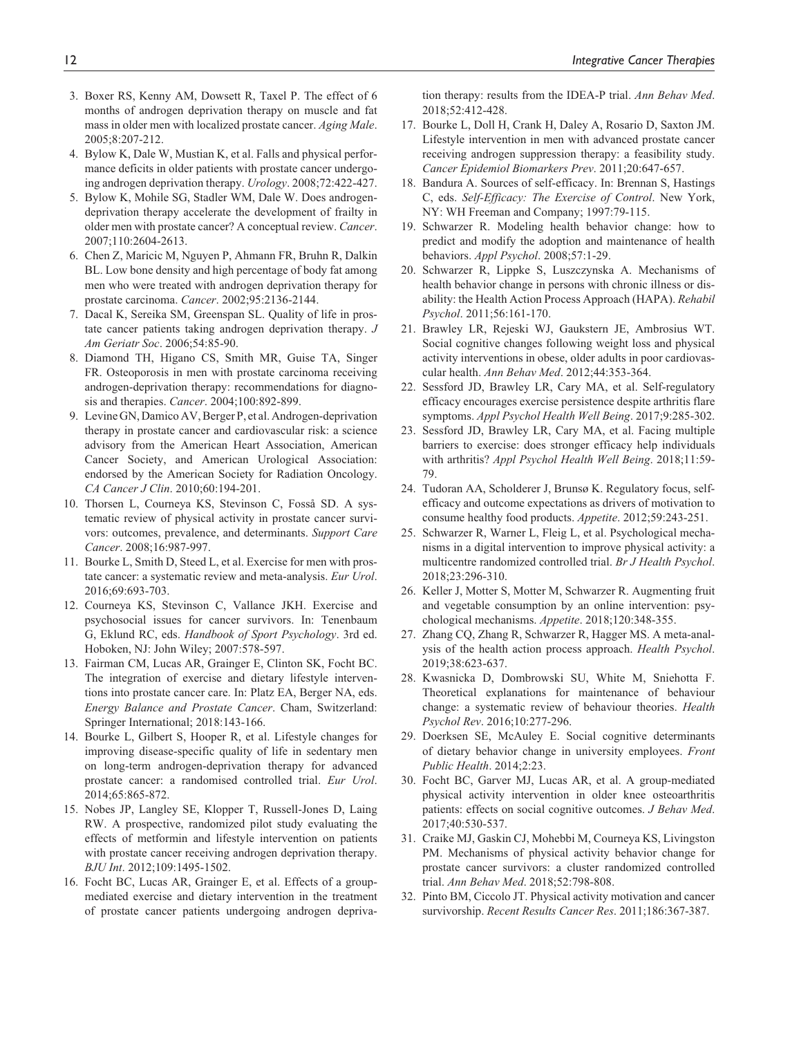3. Boxer RS, Kenny AM, Dowsett R, Taxel P. The effect of 6 months of androgen deprivation therapy on muscle and fat mass in older men with localized prostate cancer. *Aging Male*. 2005;8:207-212.
4. Bylow K, Dale W, Mustian K, et al. Falls and physical performance deficits in older patients with prostate cancer undergoing androgen deprivation therapy. *Urology*. 2008;72:422-427.
5. Bylow K, Mohile SG, Stadler WM, Dale W. Does androgen-deprivation therapy accelerate the development of frailty in older men with prostate cancer? A conceptual review. *Cancer*. 2007;110:2604-2613.
6. Chen Z, Maricic M, Nguyen P, Ahmann FR, Bruhn R, Dalkin BL. Low bone density and high percentage of body fat among men who were treated with androgen deprivation therapy for prostate carcinoma. *Cancer*. 2002;95:2136-2144.
7. Dacal K, Sereika SM, Greenspan SL. Quality of life in prostate cancer patients taking androgen deprivation therapy. *J Am Geriatr Soc*. 2006;54:85-90.
8. Diamond TH, Higano CS, Smith MR, Guise TA, Singer FR. Osteoporosis in men with prostate carcinoma receiving androgen-deprivation therapy: recommendations for diagnosis and therapies. *Cancer*. 2004;100:892-899.
9. Levine GN, Damico AV, Berger P, et al. Androgen-deprivation therapy in prostate cancer and cardiovascular risk: a science advisory from the American Heart Association, American Cancer Society, and American Urological Association: endorsed by the American Society for Radiation Oncology. *CA Cancer J Clin*. 2010;60:194-201.
10. Thorsen L, Courneya KS, Stevinson C, Fosså SD. A systematic review of physical activity in prostate cancer survivors: outcomes, prevalence, and determinants. *Support Care Cancer*. 2008;16:987-997.
11. Bourke L, Smith D, Steed L, et al. Exercise for men with prostate cancer: a systematic review and meta-analysis. *Eur Urol*. 2016;69:693-703.
12. Courneya KS, Stevinson C, Vallance JKH. Exercise and psychosocial issues for cancer survivors. In: Tenenbaum G, Eklund RC, eds. *Handbook of Sport Psychology*. 3rd ed. Hoboken, NJ: John Wiley; 2007:578-597.
13. Fairman CM, Lucas AR, Grainger E, Clinton SK, Focht BC. The integration of exercise and dietary lifestyle interventions into prostate cancer care. In: Platz EA, Berger NA, eds. *Energy Balance and Prostate Cancer*. Cham, Switzerland: Springer International; 2018:143-166.
14. Bourke L, Gilbert S, Hooper R, et al. Lifestyle changes for improving disease-specific quality of life in sedentary men on long-term androgen-deprivation therapy for advanced prostate cancer: a randomised controlled trial. *Eur Urol*. 2014;65:865-872.
15. Nobes JP, Langley SE, Klopper T, Russell-Jones D, Laing RW. A prospective, randomized pilot study evaluating the effects of metformin and lifestyle intervention on patients with prostate cancer receiving androgen deprivation therapy. *BJU Int*. 2012;109:1495-1502.
16. Focht BC, Lucas AR, Grainger E, et al. Effects of a group-mediated exercise and dietary intervention in the treatment of prostate cancer patients undergoing androgen deprivation therapy: results from the IDEA-P trial. *Ann Behav Med*. 2018;52:412-428.
17. Bourke L, Doll H, Crank H, Daley A, Rosario D, Saxton JM. Lifestyle intervention in men with advanced prostate cancer receiving androgen suppression therapy: a feasibility study. *Cancer Epidemiol Biomarkers Prev*. 2011;20:647-657.
18. Bandura A. Sources of self-efficacy. In: Brennan S, Hastings C, eds. *Self-Efficacy: The Exercise of Control*. New York, NY: WH Freeman and Company; 1997:79-115.
19. Schwarzer R. Modeling health behavior change: how to predict and modify the adoption and maintenance of health behaviors. *Appl Psychol*. 2008;57:1-29.
20. Schwarzer R, Lippke S, Luszczynska A. Mechanisms of health behavior change in persons with chronic illness or disability: the Health Action Process Approach (HAPA). *Rehabil Psychol*. 2011;56:161-170.
21. Brawley LR, Rejeski WJ, Gaukstern JE, Ambrosius WT. Social cognitive changes following weight loss and physical activity interventions in obese, older adults in poor cardiovascular health. *Ann Behav Med*. 2012;44:353-364.
22. Sessford JD, Brawley LR, Cary MA, et al. Self-regulatory efficacy encourages exercise persistence despite arthritis flare symptoms. *Appl Psychol Health Well Being*. 2017;9:285-302.
23. Sessford JD, Brawley LR, Cary MA, et al. Facing multiple barriers to exercise: does stronger efficacy help individuals with arthritis? *Appl Psychol Health Well Being*. 2018;11:59-79.
24. Tudoran AA, Scholderer J, Brunsø K. Regulatory focus, self-efficacy and outcome expectations as drivers of motivation to consume healthy food products. *Appetite*. 2012;59:243-251.
25. Schwarzer R, Warner L, Fleig L, et al. Psychological mechanisms in a digital intervention to improve physical activity: a multicentre randomized controlled trial. *Br J Health Psychol*. 2018;23:296-310.
26. Keller J, Motter S, Motter M, Schwarzer R. Augmenting fruit and vegetable consumption by an online intervention: psychological mechanisms. *Appetite*. 2018;120:348-355.
27. Zhang CQ, Zhang R, Schwarzer R, Hagger MS. A meta-analysis of the health action process approach. *Health Psychol*. 2019;38:623-637.
28. Kwasnicka D, Dombrowski SU, White M, Sniehotta F. Theoretical explanations for maintenance of behaviour change: a systematic review of behaviour theories. *Health Psychol Rev*. 2016;10:277-296.
29. Doerksen SE, McAuley E. Social cognitive determinants of dietary behavior change in university employees. *Front Public Health*. 2014;2:23.
30. Focht BC, Garver MJ, Lucas AR, et al. A group-mediated physical activity intervention in older knee osteoarthritis patients: effects on social cognitive outcomes. *J Behav Med*. 2017;40:530-537.
31. Craike MJ, Gaskin CJ, Mohebbi M, Courneya KS, Livingston PM. Mechanisms of physical activity behavior change for prostate cancer survivors: a cluster randomized controlled trial. *Ann Behav Med*. 2018;52:798-808.
32. Pinto BM, Ciccolo JT. Physical activity motivation and cancer survivorship. *Recent Results Cancer Res*. 2011;186:367-387.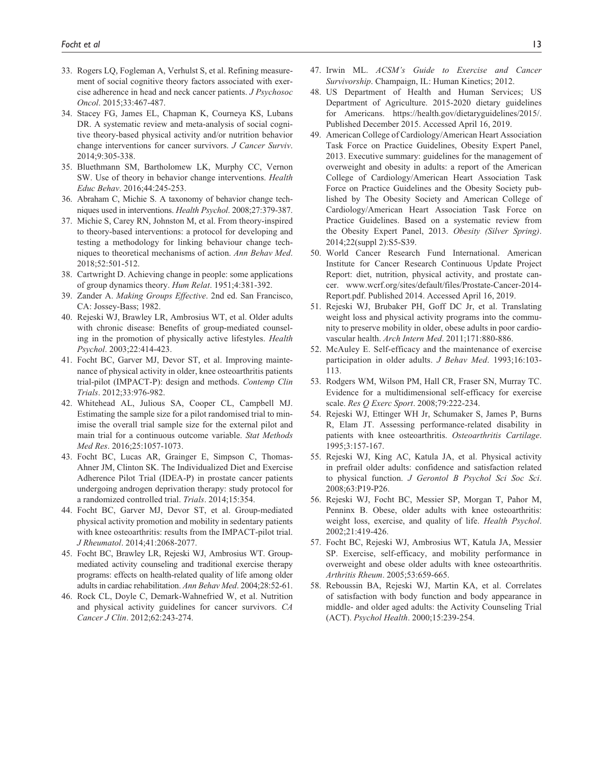33. Rogers LQ, Fogleman A, Verhulst S, et al. Refining measurement of social cognitive theory factors associated with exercise adherence in head and neck cancer patients. *J Psychosoc Oncol*. 2015;33:467-487.
34. Stacey FG, James EL, Chapman K, Courneya KS, Lubans DR. A systematic review and meta-analysis of social cognitive theory-based physical activity and/or nutrition behavior change interventions for cancer survivors. *J Cancer Surviv*. 2014;9:305-338.
35. Bluethmann SM, Bartholomew LK, Murphy CC, Vernon SW. Use of theory in behavior change interventions. *Health Educ Behav*. 2016;44:245-253.
36. Abraham C, Michie S. A taxonomy of behavior change techniques used in interventions. *Health Psychol*. 2008;27:379-387.
37. Michie S, Carey RN, Johnston M, et al. From theory-inspired to theory-based interventions: a protocol for developing and testing a methodology for linking behaviour change techniques to theoretical mechanisms of action. *Ann Behav Med*. 2018;52:501-512.
38. Cartwright D. Achieving change in people: some applications of group dynamics theory. *Hum Relat*. 1951;4:381-392.
39. Zander A. *Making Groups Effective*. 2nd ed. San Francisco, CA: Jossey-Bass; 1982.
40. Rejeski WJ, Brawley LR, Ambrosius WT, et al. Older adults with chronic disease: Benefits of group-mediated counseling in the promotion of physically active lifestyles. *Health Psychol*. 2003;22:414-423.
41. Focht BC, Garver MJ, Devor ST, et al. Improving maintenance of physical activity in older, knee osteoarthritis patients trial-pilot (IMPACT-P): design and methods. *Contemp Clin Trials*. 2012;33:976-982.
42. Whitehead AL, Julious SA, Cooper CL, Campbell MJ. Estimating the sample size for a pilot randomised trial to minimise the overall trial sample size for the external pilot and main trial for a continuous outcome variable. *Stat Methods Med Res*. 2016;25:1057-1073.
43. Focht BC, Lucas AR, Grainger E, Simpson C, Thomas-Ahner JM, Clinton SK. The Individualized Diet and Exercise Adherence Pilot Trial (IDEA-P) in prostate cancer patients undergoing androgen deprivation therapy: study protocol for a randomized controlled trial. *Trials*. 2014;15:354.
44. Focht BC, Garver MJ, Devor ST, et al. Group-mediated physical activity promotion and mobility in sedentary patients with knee osteoarthritis: results from the IMPACT-pilot trial. *J Rheumatol*. 2014;41:2068-2077.
45. Focht BC, Brawley LR, Rejeski WJ, Ambrosius WT. Group-mediated activity counseling and traditional exercise therapy programs: effects on health-related quality of life among older adults in cardiac rehabilitation. *Ann Behav Med*. 2004;28:52-61.
46. Rock CL, Doyle C, Demark-Wahnefried W, et al. Nutrition and physical activity guidelines for cancer survivors. *CA Cancer J Clin*. 2012;62:243-274.
47. Irwin ML. *ACSM's Guide to Exercise and Cancer Survivorship*. Champaign, IL: Human Kinetics; 2012.
48. US Department of Health and Human Services; US Department of Agriculture. 2015-2020 dietary guidelines for Americans. https://health.gov/dietaryguidelines/2015/. Published December 2015. Accessed April 16, 2019.
49. American College of Cardiology/American Heart Association Task Force on Practice Guidelines, Obesity Expert Panel, 2013. Executive summary: guidelines for the management of overweight and obesity in adults: a report of the American College of Cardiology/American Heart Association Task Force on Practice Guidelines and the Obesity Society published by The Obesity Society and American College of Cardiology/American Heart Association Task Force on Practice Guidelines. Based on a systematic review from the Obesity Expert Panel, 2013. *Obesity (Silver Spring)*. 2014;22(suppl 2):S5-S39.
50. World Cancer Research Fund International. American Institute for Cancer Research Continuous Update Project Report: diet, nutrition, physical activity, and prostate cancer. www.wcrf.org/sites/default/files/Prostate-Cancer-2014-Report.pdf. Published 2014. Accessed April 16, 2019.
51. Rejeski WJ, Brubaker PH, Goff DC Jr, et al. Translating weight loss and physical activity programs into the community to preserve mobility in older, obese adults in poor cardiovascular health. *Arch Intern Med*. 2011;171:880-886.
52. McAuley E. Self-efficacy and the maintenance of exercise participation in older adults. *J Behav Med*. 1993;16:103-113.
53. Rodgers WM, Wilson PM, Hall CR, Fraser SN, Murray TC. Evidence for a multidimensional self-efficacy for exercise scale. *Res Q Exerc Sport*. 2008;79:222-234.
54. Rejeski WJ, Ettinger WH Jr, Schumaker S, James P, Burns R, Elam JT. Assessing performance-related disability in patients with knee osteoarthritis. *Osteoarthritis Cartilage*. 1995;3:157-167.
55. Rejeski WJ, King AC, Katula JA, et al. Physical activity in prefrail older adults: confidence and satisfaction related to physical function. *J Gerontol B Psychol Sci Soc Sci*. 2008;63:P19-P26.
56. Rejeski WJ, Focht BC, Messier SP, Morgan T, Pahor M, Penninx B. Obese, older adults with knee osteoarthritis: weight loss, exercise, and quality of life. *Health Psychol*. 2002;21:419-426.
57. Focht BC, Rejeski WJ, Ambrosius WT, Katula JA, Messier SP. Exercise, self-efficacy, and mobility performance in overweight and obese older adults with knee osteoarthritis. *Arthritis Rheum*. 2005;53:659-665.
58. Reboussin BA, Rejeski WJ, Martin KA, et al. Correlates of satisfaction with body function and body appearance in middle- and older aged adults: the Activity Counseling Trial (ACT). *Psychol Health*. 2000;15:239-254.